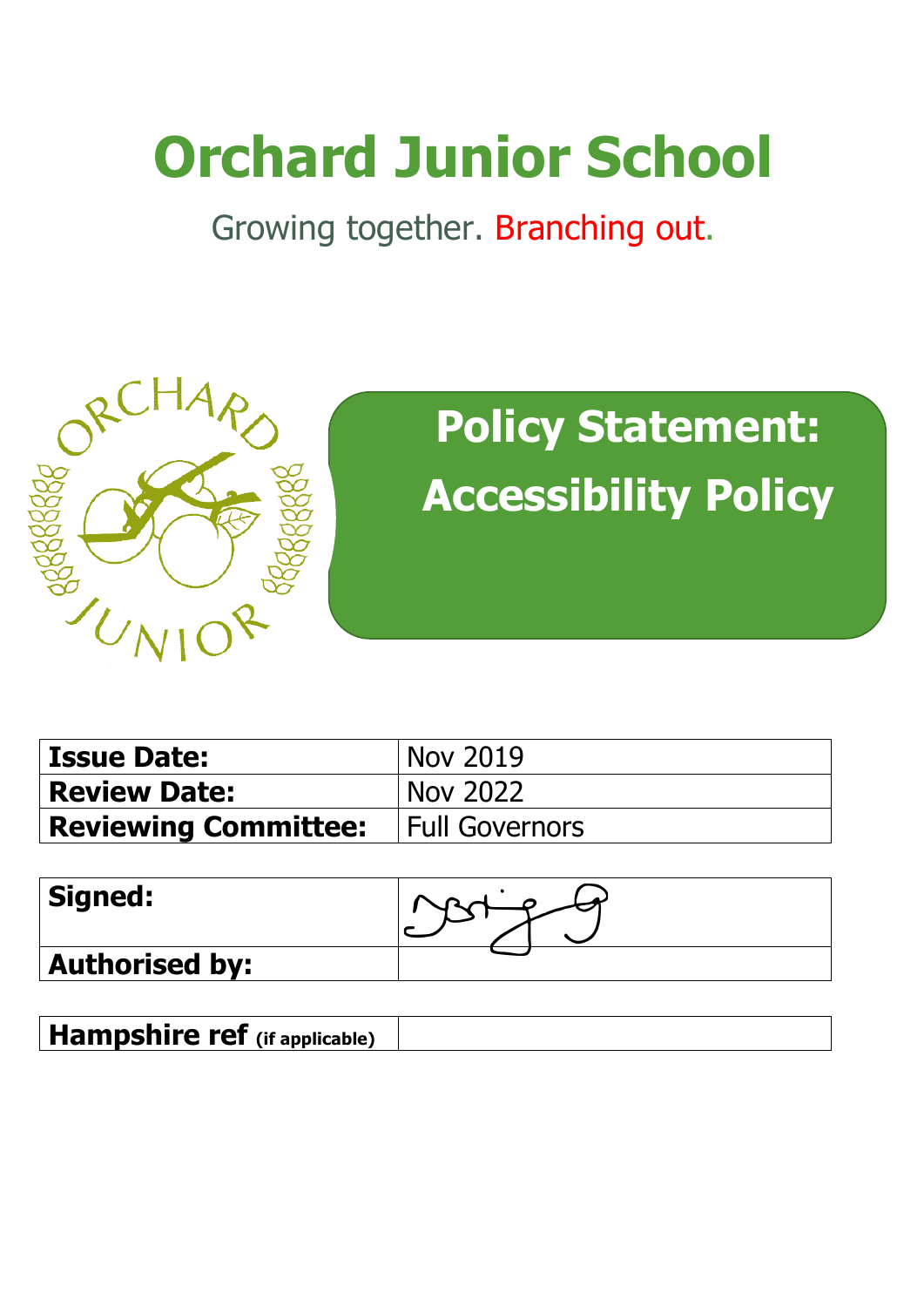# Orchard Junior School

Growing together. Branching out.

## Policy Statement: Accessibility Policy

| **Issue Date:** | Nov 2019 |
|---|---|
| **Review Date:** | Nov 2022 |
| **Reviewing Committee:** | Full Governors |

| **Signed:** | |
|---|---|
| **Authorised by:** | |

| **Hampshire ref** (if applicable) | |
|---|---|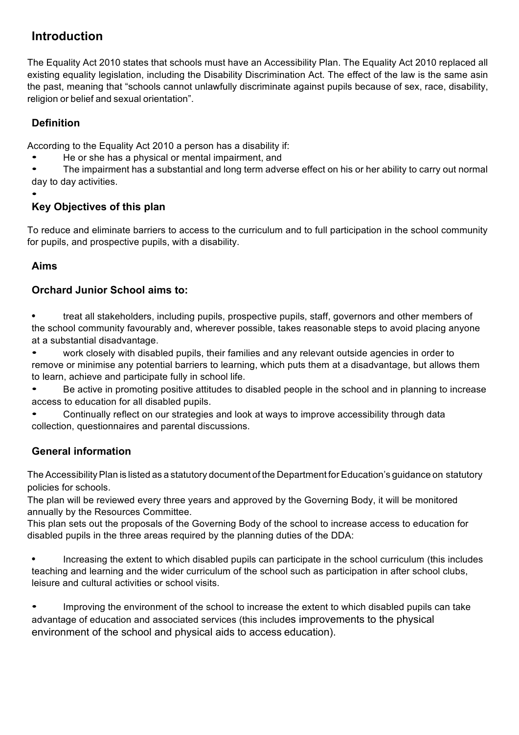## Introduction

The Equality Act 2010 states that schools must have an Accessibility Plan. The Equality Act 2010 replaced all existing equality legislation, including the Disability Discrimination Act. The effect of the law is the same asin the past, meaning that "schools cannot unlawfully discriminate against pupils because of sex, race, disability, religion or belief and sexual orientation".

### Definition

According to the Equality Act 2010 a person has a disability if:

- He or she has a physical or mental impairment, and
- The impairment has a substantial and long term adverse effect on his or her ability to carry out normal day to day activities.
-

### Key Objectives of this plan

To reduce and eliminate barriers to access to the curriculum and to full participation in the school community for pupils, and prospective pupils, with a disability.

### Aims

### Orchard Junior School aims to:

- treat all stakeholders, including pupils, prospective pupils, staff, governors and other members of the school community favourably and, wherever possible, takes reasonable steps to avoid placing anyone at a substantial disadvantage.
- work closely with disabled pupils, their families and any relevant outside agencies in order to remove or minimise any potential barriers to learning, which puts them at a disadvantage, but allows them to learn, achieve and participate fully in school life.
- Be active in promoting positive attitudes to disabled people in the school and in planning to increase access to education for all disabled pupils.
- Continually reflect on our strategies and look at ways to improve accessibility through data collection, questionnaires and parental discussions.

### General information

The Accessibility Plan is listed as a statutory document of the Department for Education's guidance on statutory policies for schools.
The plan will be reviewed every three years and approved by the Governing Body, it will be monitored annually by the Resources Committee.
This plan sets out the proposals of the Governing Body of the school to increase access to education for disabled pupils in the three areas required by the planning duties of the DDA:

- Increasing the extent to which disabled pupils can participate in the school curriculum (this includes teaching and learning and the wider curriculum of the school such as participation in after school clubs, leisure and cultural activities or school visits.

- Improving the environment of the school to increase the extent to which disabled pupils can take advantage of education and associated services (this includes improvements to the physical environment of the school and physical aids to access education).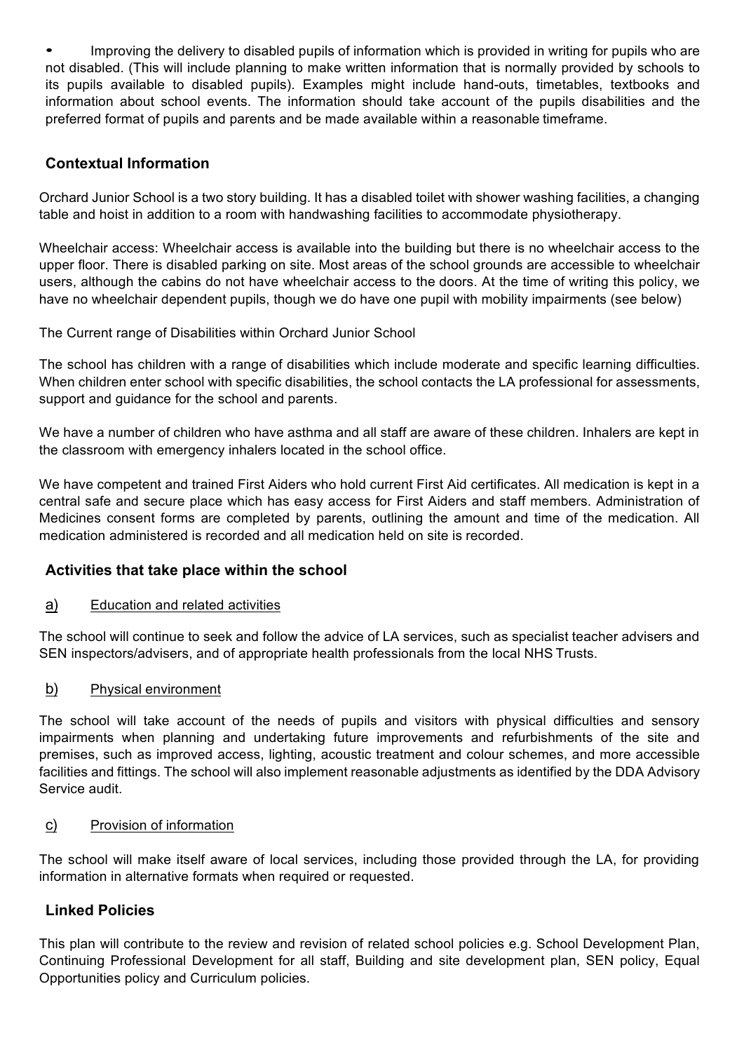- Improving the delivery to disabled pupils of information which is provided in writing for pupils who are not disabled. (This will include planning to make written information that is normally provided by schools to its pupils available to disabled pupils). Examples might include hand-outs, timetables, textbooks and information about school events. The information should take account of the pupils disabilities and the preferred format of pupils and parents and be made available within a reasonable timeframe.

## Contextual Information

Orchard Junior School is a two story building. It has a disabled toilet with shower washing facilities, a changing table and hoist in addition to a room with handwashing facilities to accommodate physiotherapy.

Wheelchair access: Wheelchair access is available into the building but there is no wheelchair access to the upper floor. There is disabled parking on site. Most areas of the school grounds are accessible to wheelchair users, although the cabins do not have wheelchair access to the doors. At the time of writing this policy, we have no wheelchair dependent pupils, though we do have one pupil with mobility impairments (see below)

The Current range of Disabilities within Orchard Junior School

The school has children with a range of disabilities which include moderate and specific learning difficulties. When children enter school with specific disabilities, the school contacts the LA professional for assessments, support and guidance for the school and parents.

We have a number of children who have asthma and all staff are aware of these children. Inhalers are kept in the classroom with emergency inhalers located in the school office.

We have competent and trained First Aiders who hold current First Aid certificates. All medication is kept in a central safe and secure place which has easy access for First Aiders and staff members. Administration of Medicines consent forms are completed by parents, outlining the amount and time of the medication. All medication administered is recorded and all medication held on site is recorded.

## Activities that take place within the school

### a) Education and related activities

The school will continue to seek and follow the advice of LA services, such as specialist teacher advisers and SEN inspectors/advisers, and of appropriate health professionals from the local NHS Trusts.

### b) Physical environment

The school will take account of the needs of pupils and visitors with physical difficulties and sensory impairments when planning and undertaking future improvements and refurbishments of the site and premises, such as improved access, lighting, acoustic treatment and colour schemes, and more accessible facilities and fittings. The school will also implement reasonable adjustments as identified by the DDA Advisory Service audit.

### c) Provision of information

The school will make itself aware of local services, including those provided through the LA, for providing information in alternative formats when required or requested.

## Linked Policies

This plan will contribute to the review and revision of related school policies e.g. School Development Plan, Continuing Professional Development for all staff, Building and site development plan, SEN policy, Equal Opportunities policy and Curriculum policies.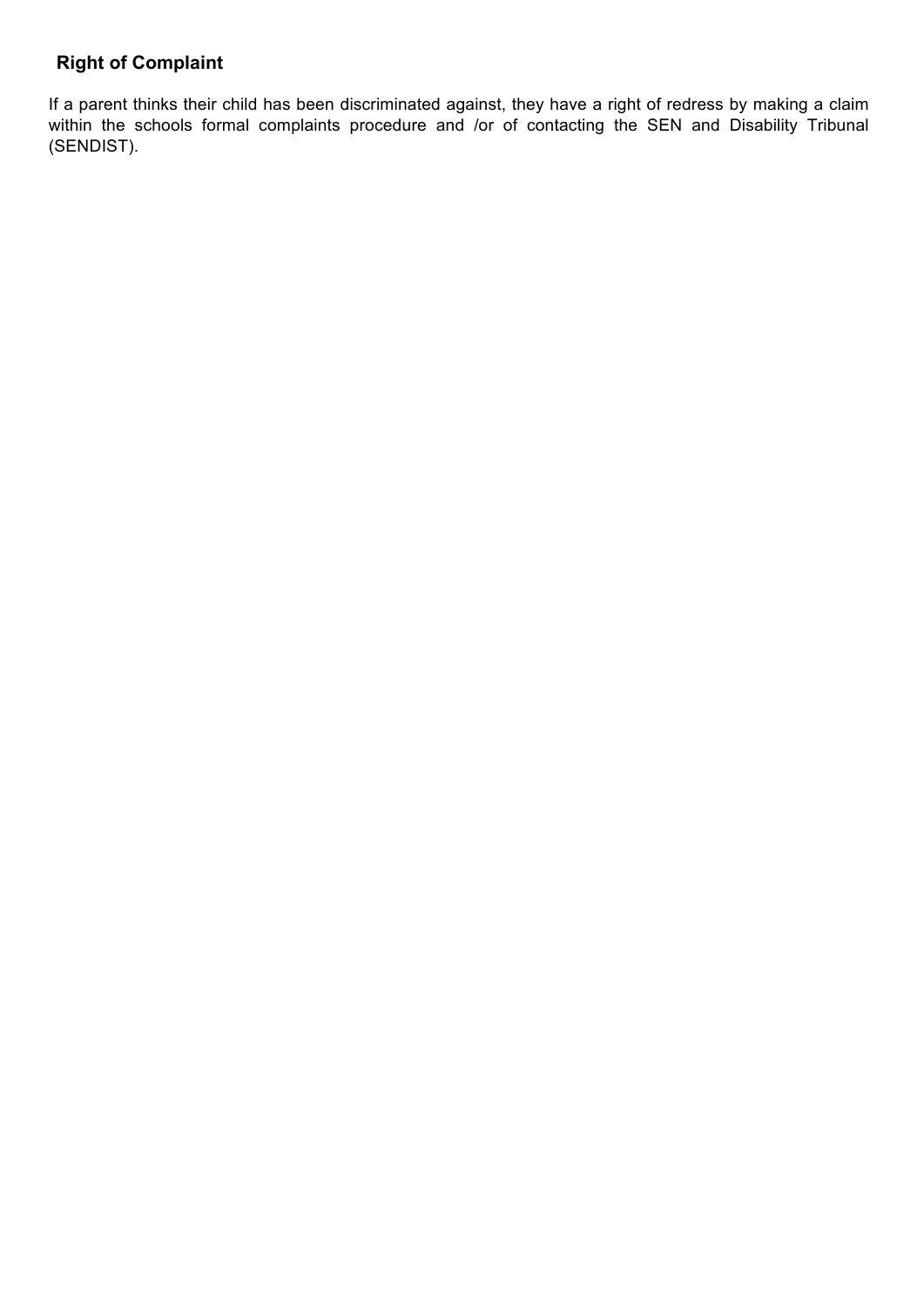## Right of Complaint

If a parent thinks their child has been discriminated against, they have a right of redress by making a claim within the schools formal complaints procedure and /or of contacting the SEN and Disability Tribunal (SENDIST).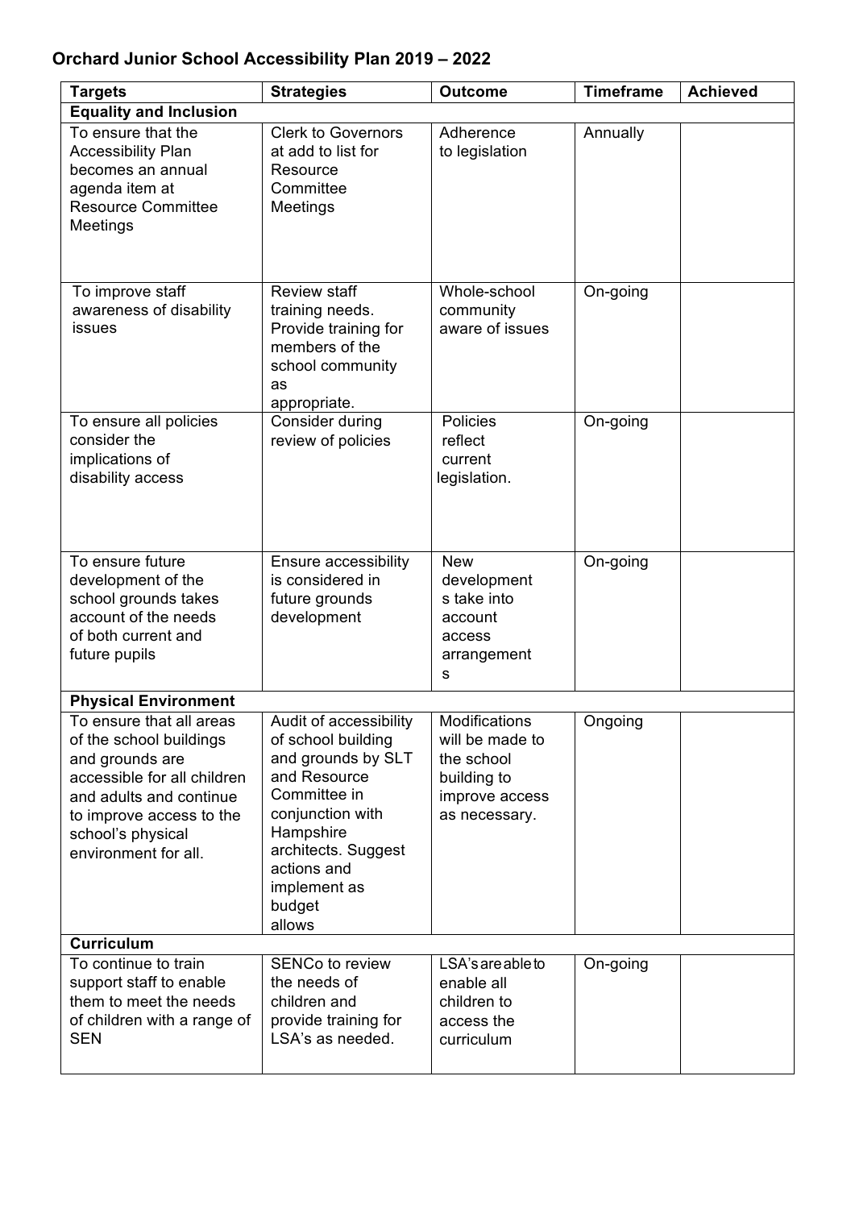## Orchard Junior School Accessibility Plan 2019 – 2022

| Targets | Strategies | Outcome | Timeframe | Achieved |
|---|---|---|---|---|
| **Equality and Inclusion** | | | | |
| To ensure that the Accessibility Plan becomes an annual agenda item at Resource Committee Meetings | Clerk to Governors at add to list for Resource Committee Meetings | Adherence to legislation | Annually | |
| To improve staff awareness of disability issues | Review staff training needs. Provide training for members of the school community as appropriate. | Whole-school community aware of issues | On-going | |
| To ensure all policies consider the implications of disability access | Consider during review of policies | Policies reflect current legislation. | On-going | |
| To ensure future development of the school grounds takes account of the needs of both current and future pupils | Ensure accessibility is considered in future grounds development | New developments take into account access arrangements | On-going | |
| **Physical Environment** | | | | |
| To ensure that all areas of the school buildings and grounds are accessible for all children and adults and continue to improve access to the school's physical environment for all. | Audit of accessibility of school building and grounds by SLT and Resource Committee in conjunction with Hampshire architects. Suggest actions and implement as budget allows | Modifications will be made to the school building to improve access as necessary. | Ongoing | |
| **Curriculum** | | | | |
| To continue to train support staff to enable them to meet the needs of children with a range of SEN | SENCo to review the needs of children and provide training for LSA's as needed. | LSA's are able to enable all children to access the curriculum | On-going | |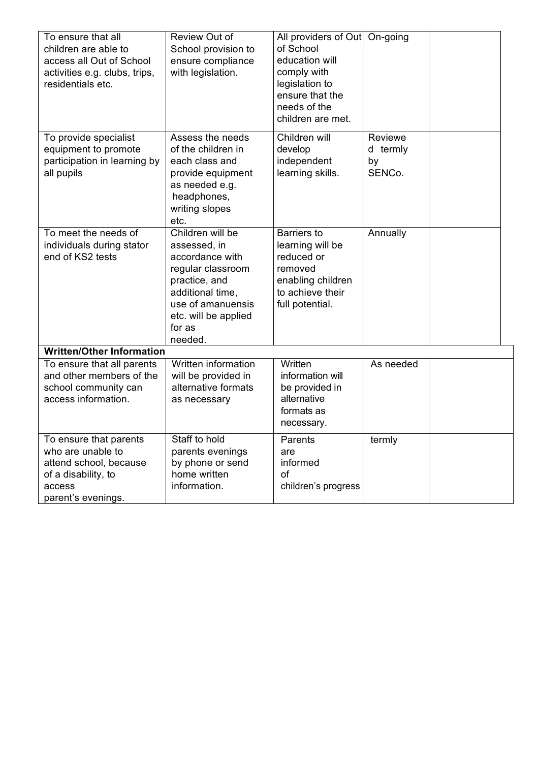| | | | | |
|---|---|---|---|---|
| To ensure that all children are able to access all Out of School activities e.g. clubs, trips, residentials etc. | Review Out of School provision to ensure compliance with legislation. | All providers of Out of School education will comply with legislation to ensure that the needs of the children are met. | On-going | |
| To provide specialist equipment to promote participation in learning by all pupils | Assess the needs of the children in each class and provide equipment as needed e.g. headphones, writing slopes etc. | Children will develop independent learning skills. | Reviewed termly by SENCo. | |
| To meet the needs of individuals during stator end of KS2 tests | Children will be assessed, in accordance with regular classroom practice, and additional time, use of amanuensis etc. will be applied for as needed. | Barriers to learning will be reduced or removed enabling children to achieve their full potential. | Annually | |
| **Written/Other Information** | | | | |
| To ensure that all parents and other members of the school community can access information. | Written information will be provided in alternative formats as necessary | Written information will be provided in alternative formats as necessary. | As needed | |
| To ensure that parents who are unable to attend school, because of a disability, to access parent's evenings. | Staff to hold parents evenings by phone or send home written information. | Parents are informed of children's progress | termly | |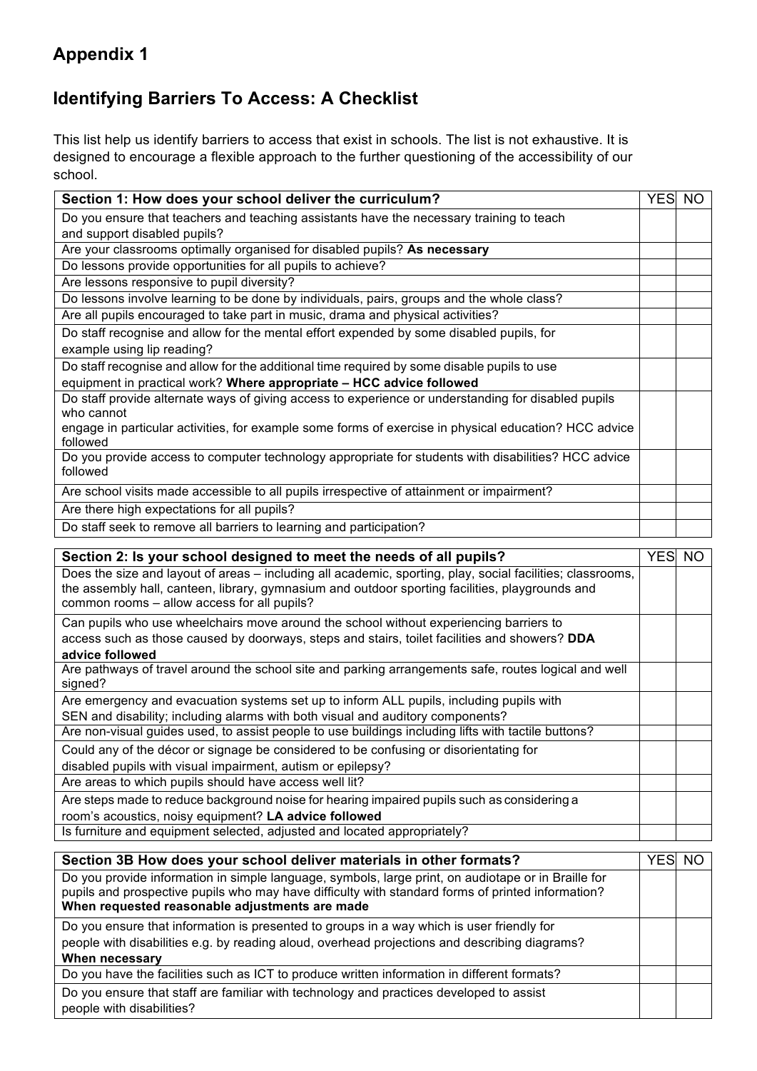## Appendix 1

## Identifying Barriers To Access: A Checklist

This list help us identify barriers to access that exist in schools. The list is not exhaustive. It is designed to encourage a flexible approach to the further questioning of the accessibility of our school.

| Section 1: How does your school deliver the curriculum? | YES | NO |
|---|---|---|
| Do you ensure that teachers and teaching assistants have the necessary training to teach and support disabled pupils? | | |
| Are your classrooms optimally organised for disabled pupils? **As necessary** | | |
| Do lessons provide opportunities for all pupils to achieve? | | |
| Are lessons responsive to pupil diversity? | | |
| Do lessons involve learning to be done by individuals, pairs, groups and the whole class? | | |
| Are all pupils encouraged to take part in music, drama and physical activities? | | |
| Do staff recognise and allow for the mental effort expended by some disabled pupils, for example using lip reading? | | |
| Do staff recognise and allow for the additional time required by some disable pupils to use equipment in practical work? **Where appropriate – HCC advice followed** | | |
| Do staff provide alternate ways of giving access to experience or understanding for disabled pupils who cannot engage in particular activities, for example some forms of exercise in physical education? HCC advice followed | | |
| Do you provide access to computer technology appropriate for students with disabilities? HCC advice followed | | |
| Are school visits made accessible to all pupils irrespective of attainment or impairment? | | |
| Are there high expectations for all pupils? | | |
| Do staff seek to remove all barriers to learning and participation? | | |

| Section 2: Is your school designed to meet the needs of all pupils? | YES | NO |
|---|---|---|
| Does the size and layout of areas – including all academic, sporting, play, social facilities; classrooms, the assembly hall, canteen, library, gymnasium and outdoor sporting facilities, playgrounds and common rooms – allow access for all pupils? | | |
| Can pupils who use wheelchairs move around the school without experiencing barriers to access such as those caused by doorways, steps and stairs, toilet facilities and showers? **DDA advice followed** | | |
| Are pathways of travel around the school site and parking arrangements safe, routes logical and well signed? | | |
| Are emergency and evacuation systems set up to inform ALL pupils, including pupils with SEN and disability; including alarms with both visual and auditory components? | | |
| Are non-visual guides used, to assist people to use buildings including lifts with tactile buttons? | | |
| Could any of the décor or signage be considered to be confusing or disorientating for disabled pupils with visual impairment, autism or epilepsy? | | |
| Are areas to which pupils should have access well lit? | | |
| Are steps made to reduce background noise for hearing impaired pupils such as considering a room's acoustics, noisy equipment? **LA advice followed** | | |
| Is furniture and equipment selected, adjusted and located appropriately? | | |

| Section 3B How does your school deliver materials in other formats? | YES | NO |
|---|---|---|
| Do you provide information in simple language, symbols, large print, on audiotape or in Braille for pupils and prospective pupils who may have difficulty with standard forms of printed information? **When requested reasonable adjustments are made** | | |
| Do you ensure that information is presented to groups in a way which is user friendly for people with disabilities e.g. by reading aloud, overhead projections and describing diagrams? **When necessary** | | |
| Do you have the facilities such as ICT to produce written information in different formats? | | |
| Do you ensure that staff are familiar with technology and practices developed to assist people with disabilities? | | |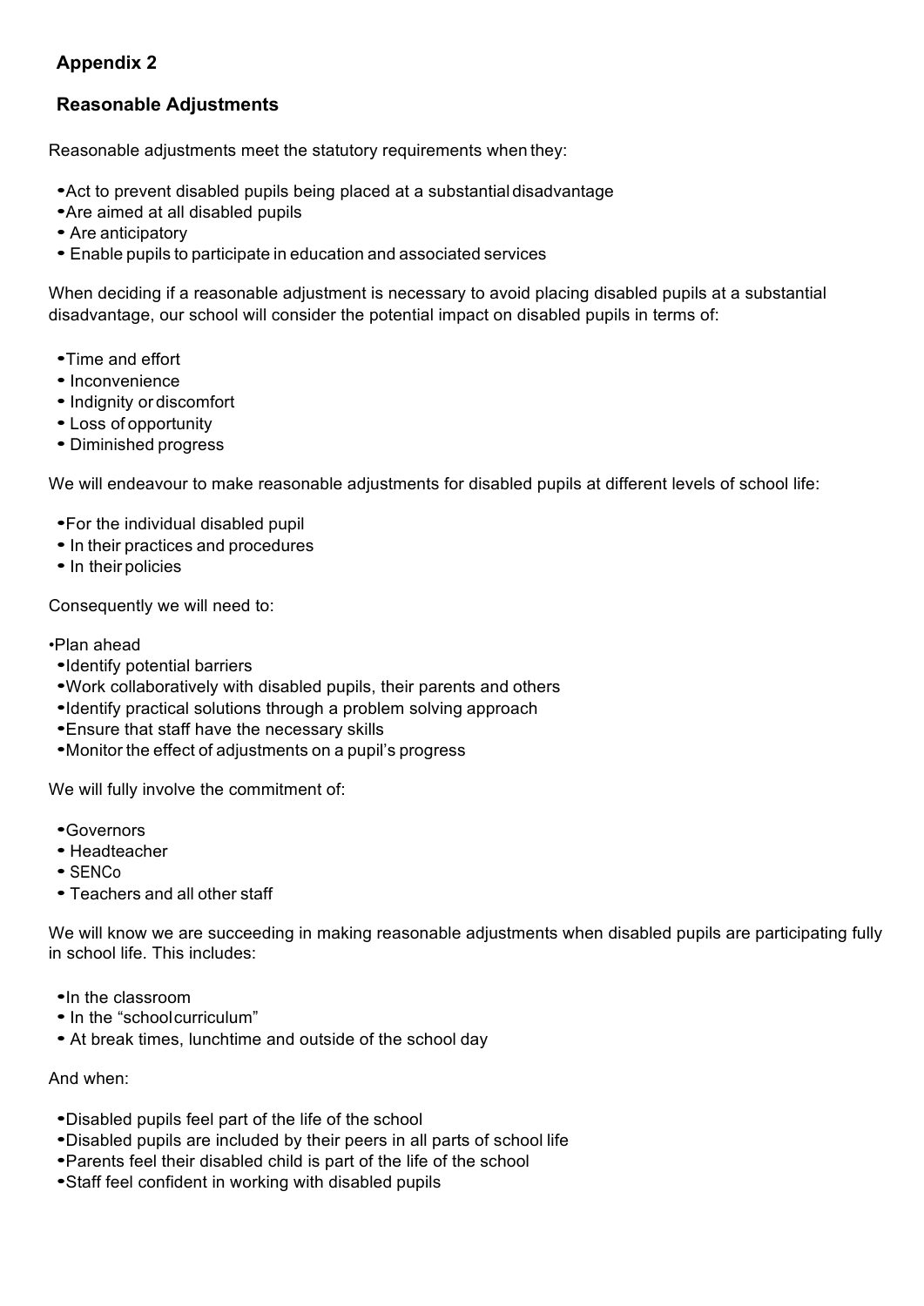## Appendix 2

## Reasonable Adjustments

Reasonable adjustments meet the statutory requirements when they:

- Act to prevent disabled pupils being placed at a substantial disadvantage
- Are aimed at all disabled pupils
- Are anticipatory
- Enable pupils to participate in education and associated services

When deciding if a reasonable adjustment is necessary to avoid placing disabled pupils at a substantial disadvantage, our school will consider the potential impact on disabled pupils in terms of:

- Time and effort
- Inconvenience
- Indignity or discomfort
- Loss of opportunity
- Diminished progress

We will endeavour to make reasonable adjustments for disabled pupils at different levels of school life:

- For the individual disabled pupil
- In their practices and procedures
- In their policies

Consequently we will need to:

- Plan ahead
- Identify potential barriers
- Work collaboratively with disabled pupils, their parents and others
- Identify practical solutions through a problem solving approach
- Ensure that staff have the necessary skills
- Monitor the effect of adjustments on a pupil's progress

We will fully involve the commitment of:

- Governors
- Headteacher
- SENCo
- Teachers and all other staff

We will know we are succeeding in making reasonable adjustments when disabled pupils are participating fully in school life. This includes:

- In the classroom
- In the "school curriculum"
- At break times, lunchtime and outside of the school day

And when:

- Disabled pupils feel part of the life of the school
- Disabled pupils are included by their peers in all parts of school life
- Parents feel their disabled child is part of the life of the school
- Staff feel confident in working with disabled pupils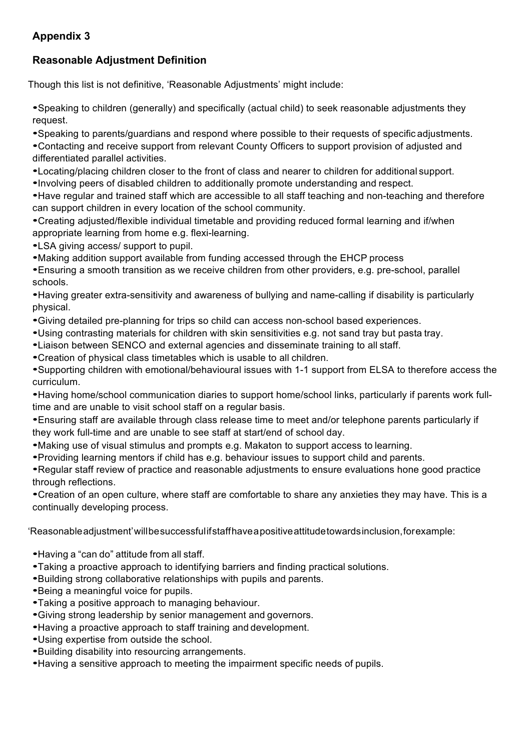## Appendix 3

## Reasonable Adjustment Definition

Though this list is not definitive, 'Reasonable Adjustments' might include:

- Speaking to children (generally) and specifically (actual child) to seek reasonable adjustments they request.
- Speaking to parents/guardians and respond where possible to their requests of specific adjustments.
- Contacting and receive support from relevant County Officers to support provision of adjusted and differentiated parallel activities.
- Locating/placing children closer to the front of class and nearer to children for additional support.
- Involving peers of disabled children to additionally promote understanding and respect.
- Have regular and trained staff which are accessible to all staff teaching and non-teaching and therefore can support children in every location of the school community.
- Creating adjusted/flexible individual timetable and providing reduced formal learning and if/when appropriate learning from home e.g. flexi-learning.
- LSA giving access/ support to pupil.
- Making addition support available from funding accessed through the EHCP process
- Ensuring a smooth transition as we receive children from other providers, e.g. pre-school, parallel schools.
- Having greater extra-sensitivity and awareness of bullying and name-calling if disability is particularly physical.
- Giving detailed pre-planning for trips so child can access non-school based experiences.
- Using contrasting materials for children with skin sensitivities e.g. not sand tray but pasta tray.
- Liaison between SENCO and external agencies and disseminate training to all staff.
- Creation of physical class timetables which is usable to all children.
- Supporting children with emotional/behavioural issues with 1-1 support from ELSA to therefore access the curriculum.
- Having home/school communication diaries to support home/school links, particularly if parents work full-time and are unable to visit school staff on a regular basis.
- Ensuring staff are available through class release time to meet and/or telephone parents particularly if they work full-time and are unable to see staff at start/end of school day.
- Making use of visual stimulus and prompts e.g. Makaton to support access to learning.
- Providing learning mentors if child has e.g. behaviour issues to support child and parents.
- Regular staff review of practice and reasonable adjustments to ensure evaluations hone good practice through reflections.
- Creation of an open culture, where staff are comfortable to share any anxieties they may have. This is a continually developing process.

'Reasonable adjustment' will be successful if staff have a positive attitude towards inclusion, for example:

- Having a "can do" attitude from all staff.
- Taking a proactive approach to identifying barriers and finding practical solutions.
- Building strong collaborative relationships with pupils and parents.
- Being a meaningful voice for pupils.
- Taking a positive approach to managing behaviour.
- Giving strong leadership by senior management and governors.
- Having a proactive approach to staff training and development.
- Using expertise from outside the school.
- Building disability into resourcing arrangements.
- Having a sensitive approach to meeting the impairment specific needs of pupils.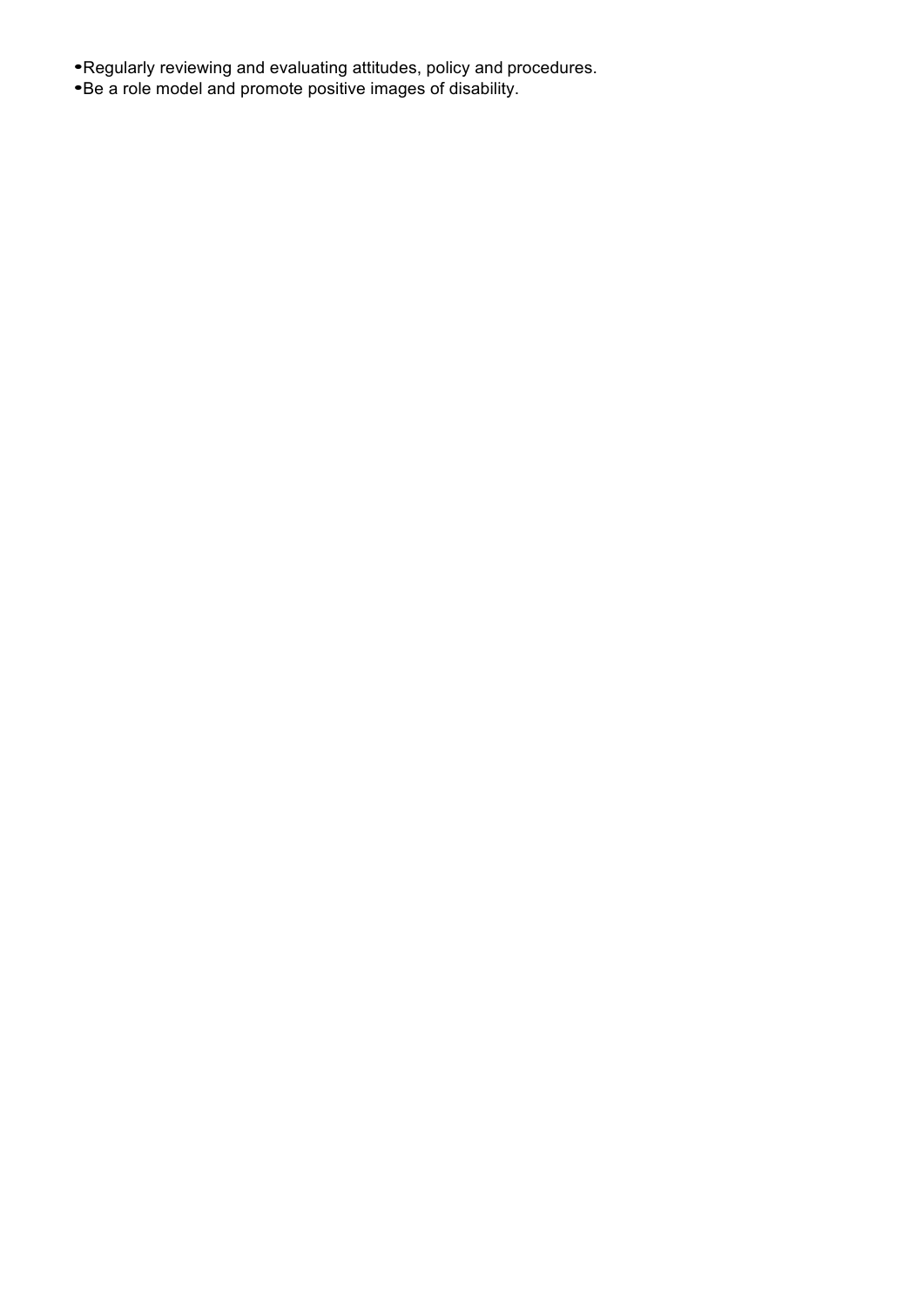- Regularly reviewing and evaluating attitudes, policy and procedures.
- Be a role model and promote positive images of disability.